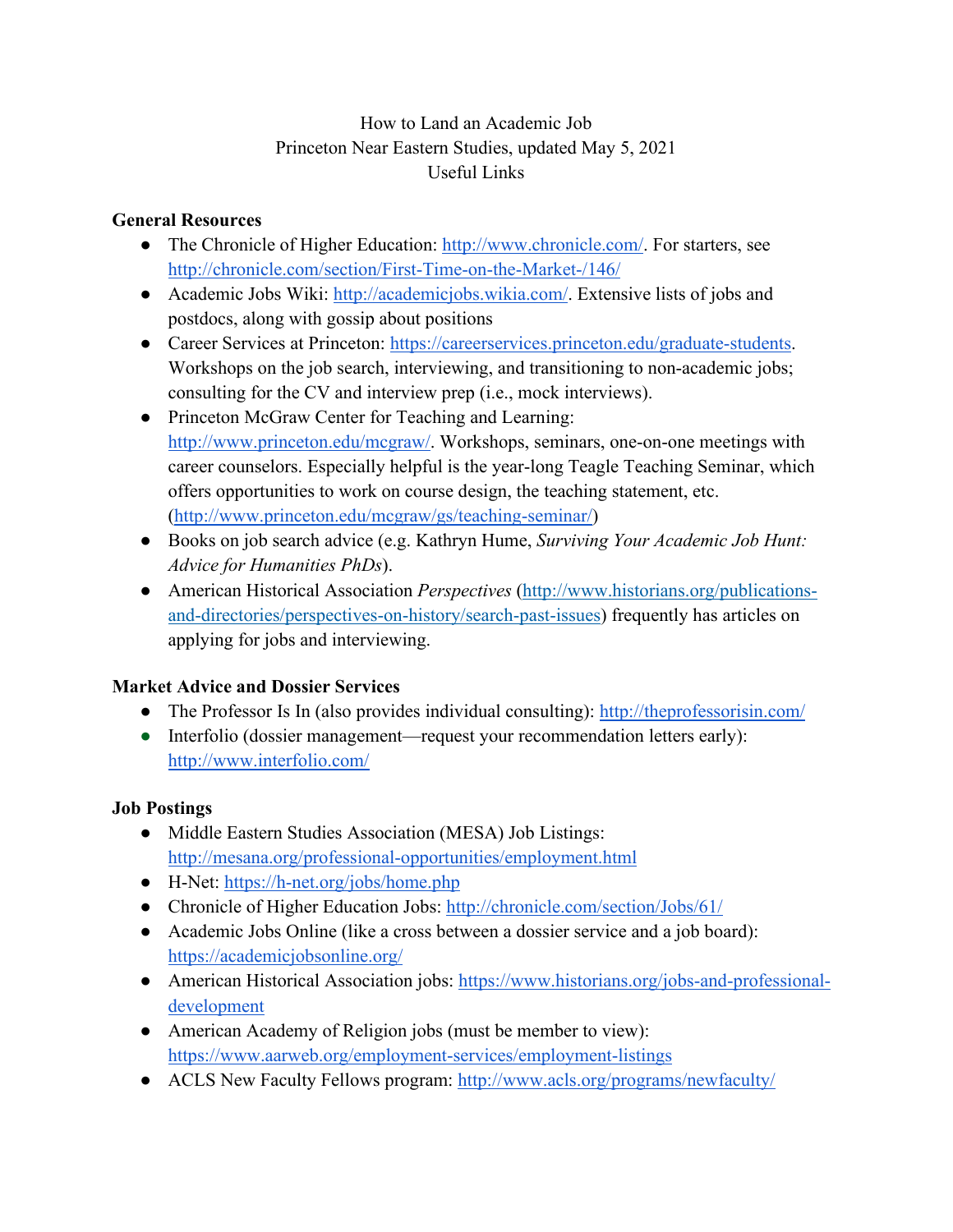How to Land an Academic Job
Princeton Near Eastern Studies, updated May 5, 2021
Useful Links

**General Resources**

- The Chronicle of Higher Education: http://www.chronicle.com/. For starters, see http://chronicle.com/section/First-Time-on-the-Market-/146/
- Academic Jobs Wiki: http://academicjobs.wikia.com/. Extensive lists of jobs and postdocs, along with gossip about positions
- Career Services at Princeton: https://careerservices.princeton.edu/graduate-students. Workshops on the job search, interviewing, and transitioning to non-academic jobs; consulting for the CV and interview prep (i.e., mock interviews).
- Princeton McGraw Center for Teaching and Learning: http://www.princeton.edu/mcgraw/. Workshops, seminars, one-on-one meetings with career counselors. Especially helpful is the year-long Teagle Teaching Seminar, which offers opportunities to work on course design, the teaching statement, etc. (http://www.princeton.edu/mcgraw/gs/teaching-seminar/)
- Books on job search advice (e.g. Kathryn Hume, *Surviving Your Academic Job Hunt: Advice for Humanities PhDs*).
- American Historical Association *Perspectives* (http://www.historians.org/publications-and-directories/perspectives-on-history/search-past-issues) frequently has articles on applying for jobs and interviewing.

**Market Advice and Dossier Services**

- The Professor Is In (also provides individual consulting): http://theprofessorisin.com/
- Interfolio (dossier management—request your recommendation letters early): http://www.interfolio.com/

**Job Postings**

- Middle Eastern Studies Association (MESA) Job Listings: http://mesana.org/professional-opportunities/employment.html
- H-Net: https://h-net.org/jobs/home.php
- Chronicle of Higher Education Jobs: http://chronicle.com/section/Jobs/61/
- Academic Jobs Online (like a cross between a dossier service and a job board): https://academicjobsonline.org/
- American Historical Association jobs: https://www.historians.org/jobs-and-professional-development
- American Academy of Religion jobs (must be member to view): https://www.aarweb.org/employment-services/employment-listings
- ACLS New Faculty Fellows program: http://www.acls.org/programs/newfaculty/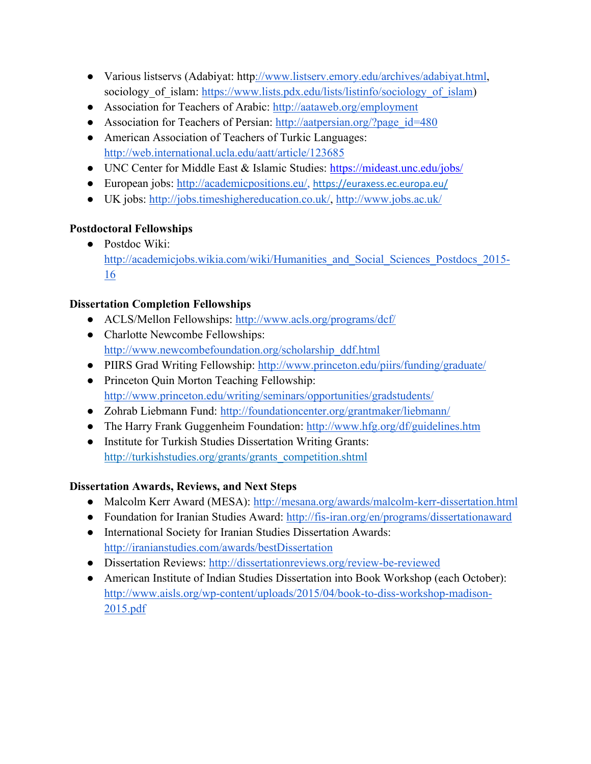- Various listservs (Adabiyat: http://www.listserv.emory.edu/archives/adabiyat.html, sociology_of_islam: https://www.lists.pdx.edu/lists/listinfo/sociology_of_islam)
- Association for Teachers of Arabic: http://aataweb.org/employment
- Association for Teachers of Persian: http://aatpersian.org/?page_id=480
- American Association of Teachers of Turkic Languages: http://web.international.ucla.edu/aatt/article/123685
- UNC Center for Middle East & Islamic Studies: https://mideast.unc.edu/jobs/
- European jobs: http://academicpositions.eu/, https://euraxess.ec.europa.eu/
- UK jobs: http://jobs.timeshighereducation.co.uk/, http://www.jobs.ac.uk/

**Postdoctoral Fellowships**

- Postdoc Wiki: http://academicjobs.wikia.com/wiki/Humanities_and_Social_Sciences_Postdocs_2015-16

**Dissertation Completion Fellowships**

- ACLS/Mellon Fellowships: http://www.acls.org/programs/dcf/
- Charlotte Newcombe Fellowships: http://www.newcombefoundation.org/scholarship_ddf.html
- PIIRS Grad Writing Fellowship: http://www.princeton.edu/piirs/funding/graduate/
- Princeton Quin Morton Teaching Fellowship: http://www.princeton.edu/writing/seminars/opportunities/gradstudents/
- Zohrab Liebmann Fund: http://foundationcenter.org/grantmaker/liebmann/
- The Harry Frank Guggenheim Foundation: http://www.hfg.org/df/guidelines.htm
- Institute for Turkish Studies Dissertation Writing Grants: http://turkishstudies.org/grants/grants_competition.shtml

**Dissertation Awards, Reviews, and Next Steps**

- Malcolm Kerr Award (MESA): http://mesana.org/awards/malcolm-kerr-dissertation.html
- Foundation for Iranian Studies Award: http://fis-iran.org/en/programs/dissertationaward
- International Society for Iranian Studies Dissertation Awards: http://iranianstudies.com/awards/bestDissertation
- Dissertation Reviews: http://dissertationreviews.org/review-be-reviewed
- American Institute of Indian Studies Dissertation into Book Workshop (each October): http://www.aisls.org/wp-content/uploads/2015/04/book-to-diss-workshop-madison-2015.pdf